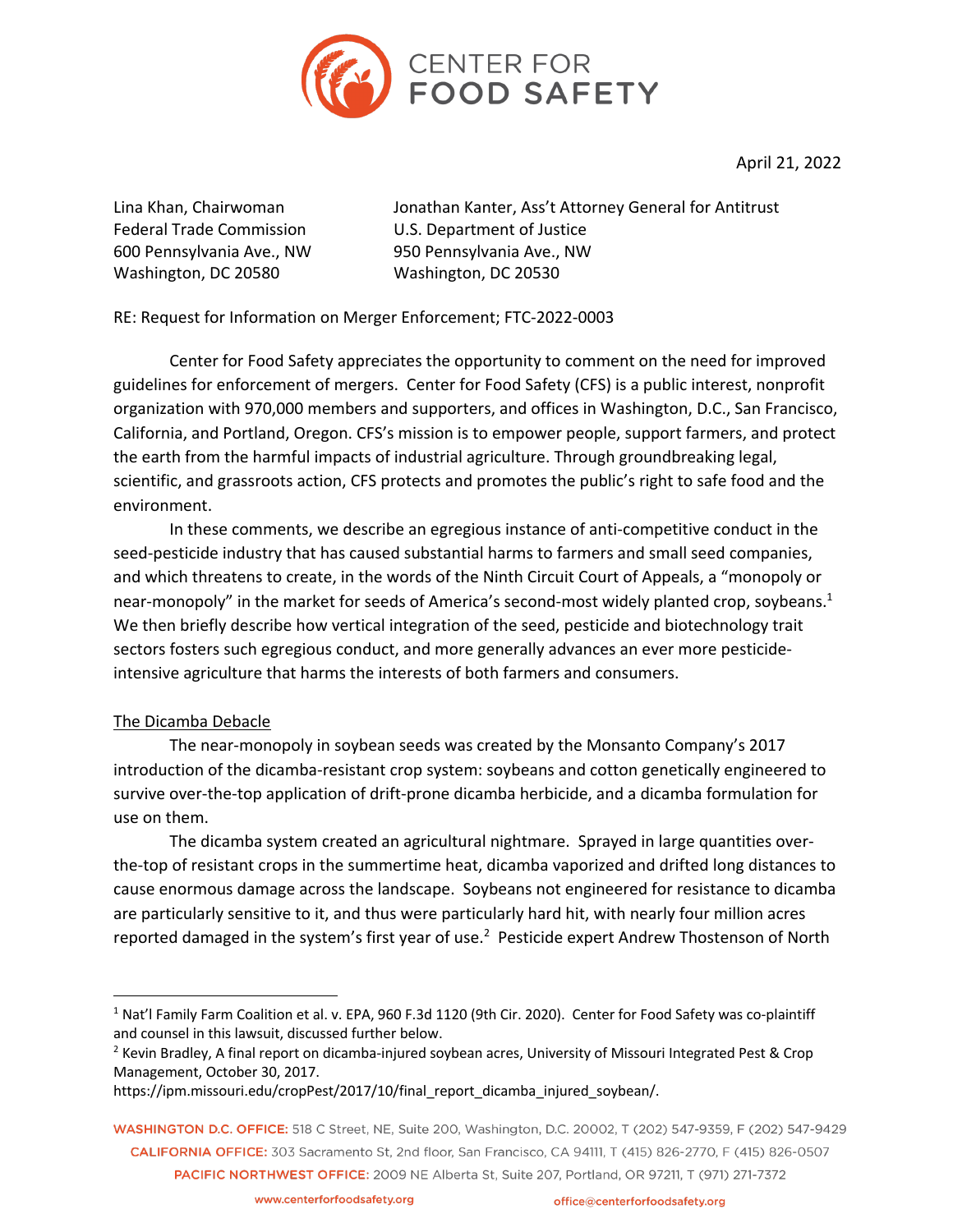CENTER FOR FOOD SAFETY

April 21, 2022

Lina Khan, Chairwoman
Federal Trade Commission
600 Pennsylvania Ave., NW
Washington, DC 20580

Jonathan Kanter, Ass't Attorney General for Antitrust
U.S. Department of Justice
950 Pennsylvania Ave., NW
Washington, DC 20530

RE: Request for Information on Merger Enforcement; FTC-2022-0003

Center for Food Safety appreciates the opportunity to comment on the need for improved guidelines for enforcement of mergers. Center for Food Safety (CFS) is a public interest, nonprofit organization with 970,000 members and supporters, and offices in Washington, D.C., San Francisco, California, and Portland, Oregon. CFS's mission is to empower people, support farmers, and protect the earth from the harmful impacts of industrial agriculture. Through groundbreaking legal, scientific, and grassroots action, CFS protects and promotes the public's right to safe food and the environment.

In these comments, we describe an egregious instance of anti-competitive conduct in the seed-pesticide industry that has caused substantial harms to farmers and small seed companies, and which threatens to create, in the words of the Ninth Circuit Court of Appeals, a "monopoly or near-monopoly" in the market for seeds of America's second-most widely planted crop, soybeans.[1] We then briefly describe how vertical integration of the seed, pesticide and biotechnology trait sectors fosters such egregious conduct, and more generally advances an ever more pesticide-intensive agriculture that harms the interests of both farmers and consumers.

The Dicamba Debacle

The near-monopoly in soybean seeds was created by the Monsanto Company's 2017 introduction of the dicamba-resistant crop system: soybeans and cotton genetically engineered to survive over-the-top application of drift-prone dicamba herbicide, and a dicamba formulation for use on them.

The dicamba system created an agricultural nightmare. Sprayed in large quantities over-the-top of resistant crops in the summertime heat, dicamba vaporized and drifted long distances to cause enormous damage across the landscape. Soybeans not engineered for resistance to dicamba are particularly sensitive to it, and thus were particularly hard hit, with nearly four million acres reported damaged in the system's first year of use.[2] Pesticide expert Andrew Thostenson of North

[1] Nat'l Family Farm Coalition et al. v. EPA, 960 F.3d 1120 (9th Cir. 2020). Center for Food Safety was co-plaintiff and counsel in this lawsuit, discussed further below.

[2] Kevin Bradley, A final report on dicamba-injured soybean acres, University of Missouri Integrated Pest & Crop Management, October 30, 2017. https://ipm.missouri.edu/cropPest/2017/10/final_report_dicamba_injured_soybean/.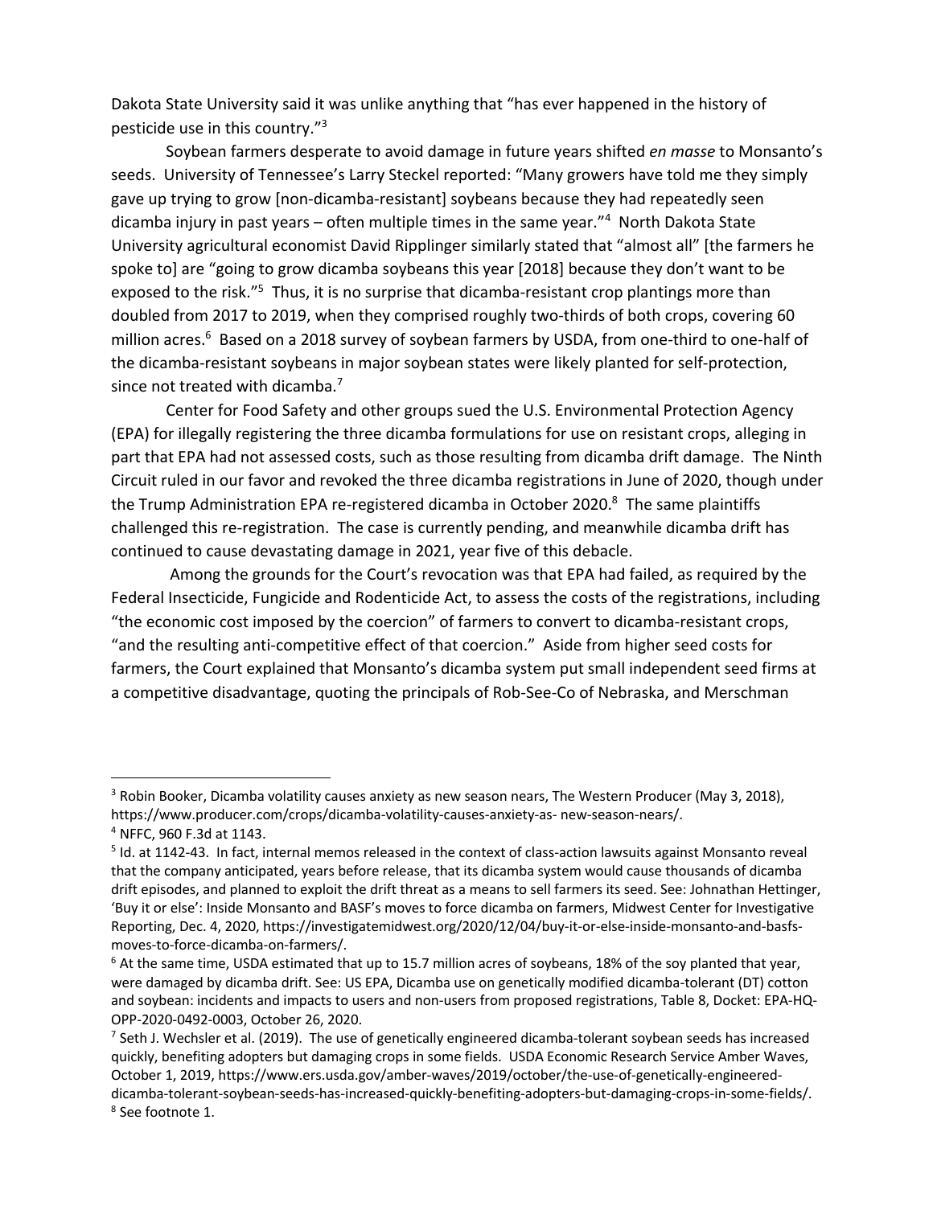Dakota State University said it was unlike anything that "has ever happened in the history of pesticide use in this country."[3]

Soybean farmers desperate to avoid damage in future years shifted *en masse* to Monsanto's seeds. University of Tennessee's Larry Steckel reported: "Many growers have told me they simply gave up trying to grow [non-dicamba-resistant] soybeans because they had repeatedly seen dicamba injury in past years – often multiple times in the same year."[4] North Dakota State University agricultural economist David Ripplinger similarly stated that "almost all" [the farmers he spoke to] are "going to grow dicamba soybeans this year [2018] because they don't want to be exposed to the risk."[5] Thus, it is no surprise that dicamba-resistant crop plantings more than doubled from 2017 to 2019, when they comprised roughly two-thirds of both crops, covering 60 million acres.[6] Based on a 2018 survey of soybean farmers by USDA, from one-third to one-half of the dicamba-resistant soybeans in major soybean states were likely planted for self-protection, since not treated with dicamba.[7]

Center for Food Safety and other groups sued the U.S. Environmental Protection Agency (EPA) for illegally registering the three dicamba formulations for use on resistant crops, alleging in part that EPA had not assessed costs, such as those resulting from dicamba drift damage. The Ninth Circuit ruled in our favor and revoked the three dicamba registrations in June of 2020, though under the Trump Administration EPA re-registered dicamba in October 2020.[8] The same plaintiffs challenged this re-registration. The case is currently pending, and meanwhile dicamba drift has continued to cause devastating damage in 2021, year five of this debacle.

Among the grounds for the Court's revocation was that EPA had failed, as required by the Federal Insecticide, Fungicide and Rodenticide Act, to assess the costs of the registrations, including "the economic cost imposed by the coercion" of farmers to convert to dicamba-resistant crops, "and the resulting anti-competitive effect of that coercion." Aside from higher seed costs for farmers, the Court explained that Monsanto's dicamba system put small independent seed firms at a competitive disadvantage, quoting the principals of Rob-See-Co of Nebraska, and Merschman

---

[3] Robin Booker, Dicamba volatility causes anxiety as new season nears, The Western Producer (May 3, 2018), https://www.producer.com/crops/dicamba-volatility-causes-anxiety-as- new-season-nears/.

[4] NFFC, 960 F.3d at 1143.

[5] Id. at 1142-43. In fact, internal memos released in the context of class-action lawsuits against Monsanto reveal that the company anticipated, years before release, that its dicamba system would cause thousands of dicamba drift episodes, and planned to exploit the drift threat as a means to sell farmers its seed. See: Johnathan Hettinger, 'Buy it or else': Inside Monsanto and BASF's moves to force dicamba on farmers, Midwest Center for Investigative Reporting, Dec. 4, 2020, https://investigatemidwest.org/2020/12/04/buy-it-or-else-inside-monsanto-and-basfs-moves-to-force-dicamba-on-farmers/.

[6] At the same time, USDA estimated that up to 15.7 million acres of soybeans, 18% of the soy planted that year, were damaged by dicamba drift. See: US EPA, Dicamba use on genetically modified dicamba-tolerant (DT) cotton and soybean: incidents and impacts to users and non-users from proposed registrations, Table 8, Docket: EPA-HQ-OPP-2020-0492-0003, October 26, 2020.

[7] Seth J. Wechsler et al. (2019). The use of genetically engineered dicamba-tolerant soybean seeds has increased quickly, benefiting adopters but damaging crops in some fields. USDA Economic Research Service Amber Waves, October 1, 2019, https://www.ers.usda.gov/amber-waves/2019/october/the-use-of-genetically-engineered-dicamba-tolerant-soybean-seeds-has-increased-quickly-benefiting-adopters-but-damaging-crops-in-some-fields/.

[8] See footnote 1.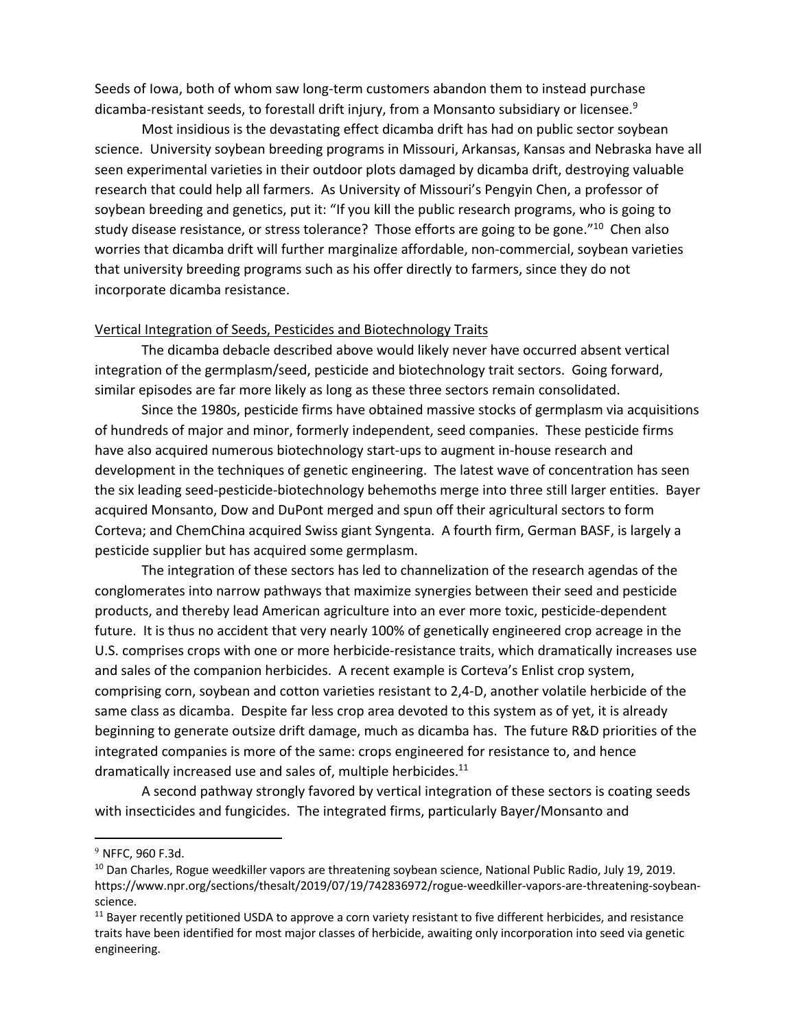Seeds of Iowa, both of whom saw long-term customers abandon them to instead purchase dicamba-resistant seeds, to forestall drift injury, from a Monsanto subsidiary or licensee.[9]

Most insidious is the devastating effect dicamba drift has had on public sector soybean science. University soybean breeding programs in Missouri, Arkansas, Kansas and Nebraska have all seen experimental varieties in their outdoor plots damaged by dicamba drift, destroying valuable research that could help all farmers. As University of Missouri's Pengyin Chen, a professor of soybean breeding and genetics, put it: "If you kill the public research programs, who is going to study disease resistance, or stress tolerance? Those efforts are going to be gone."[10] Chen also worries that dicamba drift will further marginalize affordable, non-commercial, soybean varieties that university breeding programs such as his offer directly to farmers, since they do not incorporate dicamba resistance.

<u>Vertical Integration of Seeds, Pesticides and Biotechnology Traits</u>

The dicamba debacle described above would likely never have occurred absent vertical integration of the germplasm/seed, pesticide and biotechnology trait sectors. Going forward, similar episodes are far more likely as long as these three sectors remain consolidated.

Since the 1980s, pesticide firms have obtained massive stocks of germplasm via acquisitions of hundreds of major and minor, formerly independent, seed companies. These pesticide firms have also acquired numerous biotechnology start-ups to augment in-house research and development in the techniques of genetic engineering. The latest wave of concentration has seen the six leading seed-pesticide-biotechnology behemoths merge into three still larger entities. Bayer acquired Monsanto, Dow and DuPont merged and spun off their agricultural sectors to form Corteva; and ChemChina acquired Swiss giant Syngenta. A fourth firm, German BASF, is largely a pesticide supplier but has acquired some germplasm.

The integration of these sectors has led to channelization of the research agendas of the conglomerates into narrow pathways that maximize synergies between their seed and pesticide products, and thereby lead American agriculture into an ever more toxic, pesticide-dependent future. It is thus no accident that very nearly 100% of genetically engineered crop acreage in the U.S. comprises crops with one or more herbicide-resistance traits, which dramatically increases use and sales of the companion herbicides. A recent example is Corteva's Enlist crop system, comprising corn, soybean and cotton varieties resistant to 2,4-D, another volatile herbicide of the same class as dicamba. Despite far less crop area devoted to this system as of yet, it is already beginning to generate outsize drift damage, much as dicamba has. The future R&D priorities of the integrated companies is more of the same: crops engineered for resistance to, and hence dramatically increased use and sales of, multiple herbicides.[11]

A second pathway strongly favored by vertical integration of these sectors is coating seeds with insecticides and fungicides. The integrated firms, particularly Bayer/Monsanto and

---

[9] NFFC, 960 F.3d.

[10] Dan Charles, Rogue weedkiller vapors are threatening soybean science, National Public Radio, July 19, 2019. https://www.npr.org/sections/thesalt/2019/07/19/742836972/rogue-weedkiller-vapors-are-threatening-soybean-science.

[11] Bayer recently petitioned USDA to approve a corn variety resistant to five different herbicides, and resistance traits have been identified for most major classes of herbicide, awaiting only incorporation into seed via genetic engineering.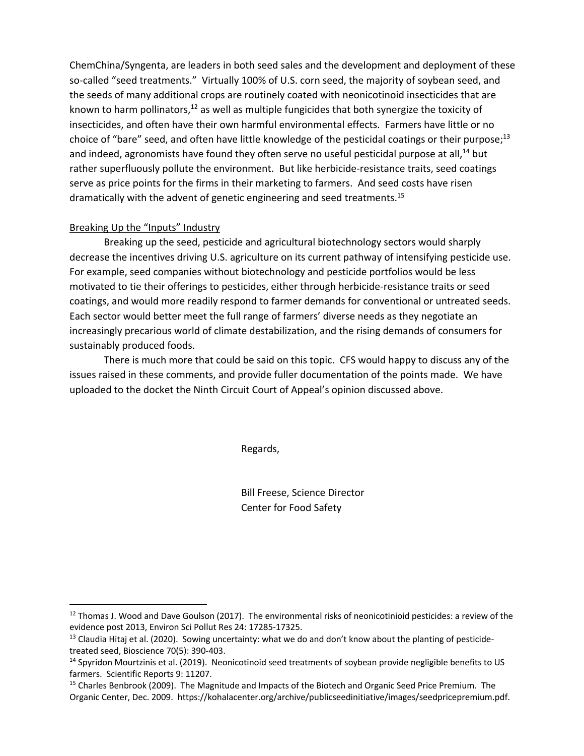ChemChina/Syngenta, are leaders in both seed sales and the development and deployment of these so-called "seed treatments." Virtually 100% of U.S. corn seed, the majority of soybean seed, and the seeds of many additional crops are routinely coated with neonicotinoid insecticides that are known to harm pollinators,[12] as well as multiple fungicides that both synergize the toxicity of insecticides, and often have their own harmful environmental effects. Farmers have little or no choice of "bare" seed, and often have little knowledge of the pesticidal coatings or their purpose;[13] and indeed, agronomists have found they often serve no useful pesticidal purpose at all,[14] but rather superfluously pollute the environment. But like herbicide-resistance traits, seed coatings serve as price points for the firms in their marketing to farmers. And seed costs have risen dramatically with the advent of genetic engineering and seed treatments.[15]

Breaking Up the "Inputs" Industry

Breaking up the seed, pesticide and agricultural biotechnology sectors would sharply decrease the incentives driving U.S. agriculture on its current pathway of intensifying pesticide use. For example, seed companies without biotechnology and pesticide portfolios would be less motivated to tie their offerings to pesticides, either through herbicide-resistance traits or seed coatings, and would more readily respond to farmer demands for conventional or untreated seeds. Each sector would better meet the full range of farmers' diverse needs as they negotiate an increasingly precarious world of climate destabilization, and the rising demands of consumers for sustainably produced foods.

There is much more that could be said on this topic. CFS would happy to discuss any of the issues raised in these comments, and provide fuller documentation of the points made. We have uploaded to the docket the Ninth Circuit Court of Appeal's opinion discussed above.

Regards,

Bill Freese, Science Director
Center for Food Safety

---

[12] Thomas J. Wood and Dave Goulson (2017). The environmental risks of neonicotinioid pesticides: a review of the evidence post 2013, Environ Sci Pollut Res 24: 17285-17325.

[13] Claudia Hitaj et al. (2020). Sowing uncertainty: what we do and don't know about the planting of pesticide-treated seed, Bioscience 70(5): 390-403.

[14] Spyridon Mourtzinis et al. (2019). Neonicotinoid seed treatments of soybean provide negligible benefits to US farmers. Scientific Reports 9: 11207.

[15] Charles Benbrook (2009). The Magnitude and Impacts of the Biotech and Organic Seed Price Premium. The Organic Center, Dec. 2009. https://kohalacenter.org/archive/publicseedinitiative/images/seedpricepremium.pdf.